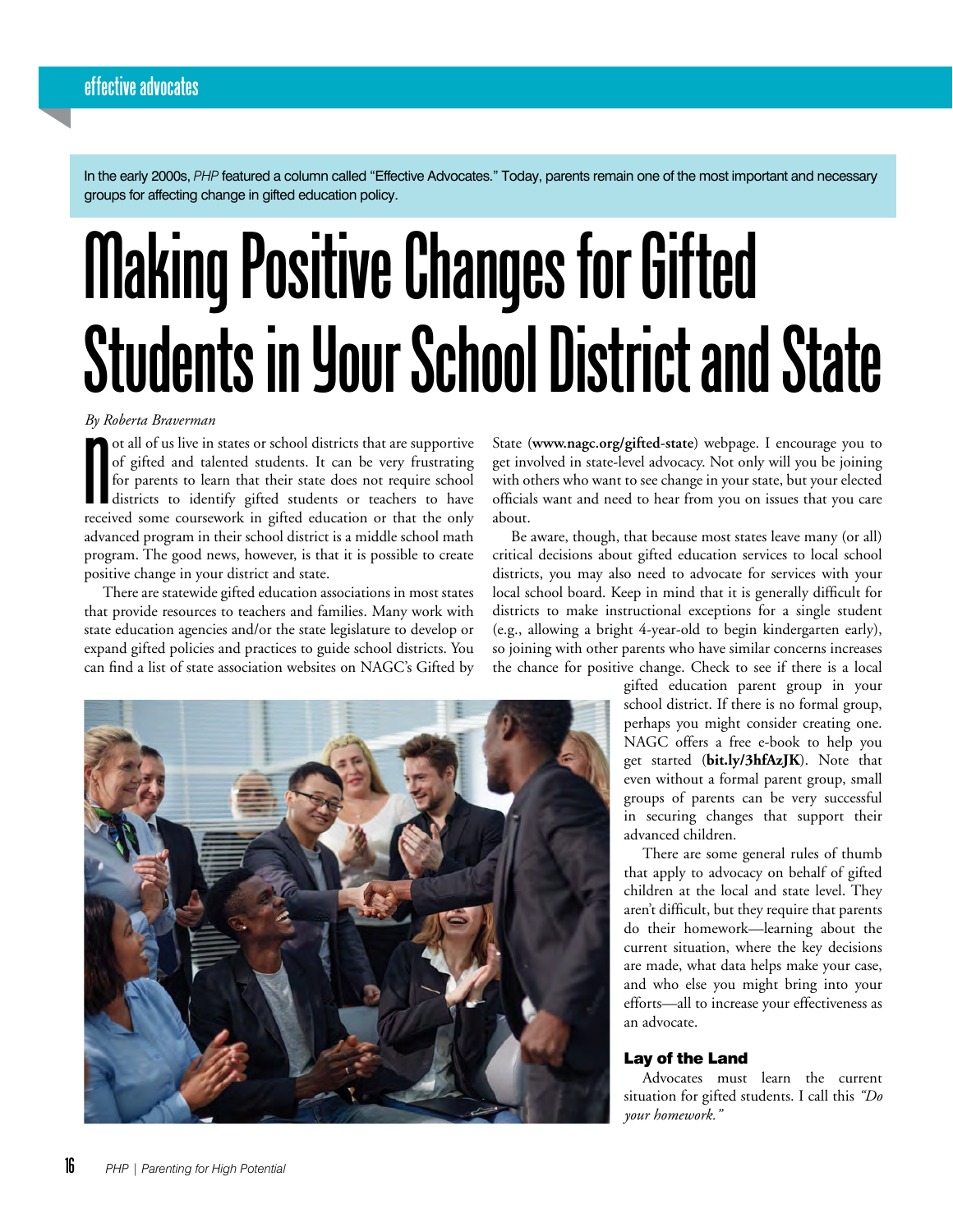In the early 2000s, *PHP* featured a column called "Effective Advocates." Today, parents remain one of the most important and necessary groups for affecting change in gifted education policy.

# Making Positive Changes for Gifted Students in Your School District and State

*By Roberta Braverman*

Not all of us live in states or school districts that are supportive of gifted and talented students. It can be very frustrating for parents to learn that their state does not require school districts to identify gifted students or teachers to have received some coursework in gifted education or that the only advanced program in their school district is a middle school math program. The good news, however, is that it is possible to create positive change in your district and state.

There are statewide gifted education associations in most states that provide resources to teachers and families. Many work with state education agencies and/or the state legislature to develop or expand gifted policies and practices to guide school districts. You can find a list of state association websites on NAGC's Gifted by State (**www.nagc.org/gifted-state**) webpage. I encourage you to get involved in state-level advocacy. Not only will you be joining with others who want to see change in your state, but your elected officials want and need to hear from you on issues that you care about.

Be aware, though, that because most states leave many (or all) critical decisions about gifted education services to local school districts, you may also need to advocate for services with your local school board. Keep in mind that it is generally difficult for districts to make instructional exceptions for a single student (e.g., allowing a bright 4-year-old to begin kindergarten early), so joining with other parents who have similar concerns increases the chance for positive change. Check to see if there is a local gifted education parent group in your school district. If there is no formal group, perhaps you might consider creating one. NAGC offers a free e-book to help you get started (**bit.ly/3hfAzJK**). Note that even without a formal parent group, small groups of parents can be very successful in securing changes that support their advanced children.

There are some general rules of thumb that apply to advocacy on behalf of gifted children at the local and state level. They aren't difficult, but they require that parents do their homework—learning about the current situation, where the key decisions are made, what data helps make your case, and who else you might bring into your efforts—all to increase your effectiveness as an advocate.

### Lay of the Land

Advocates must learn the current situation for gifted students. I call this *"Do your homework."*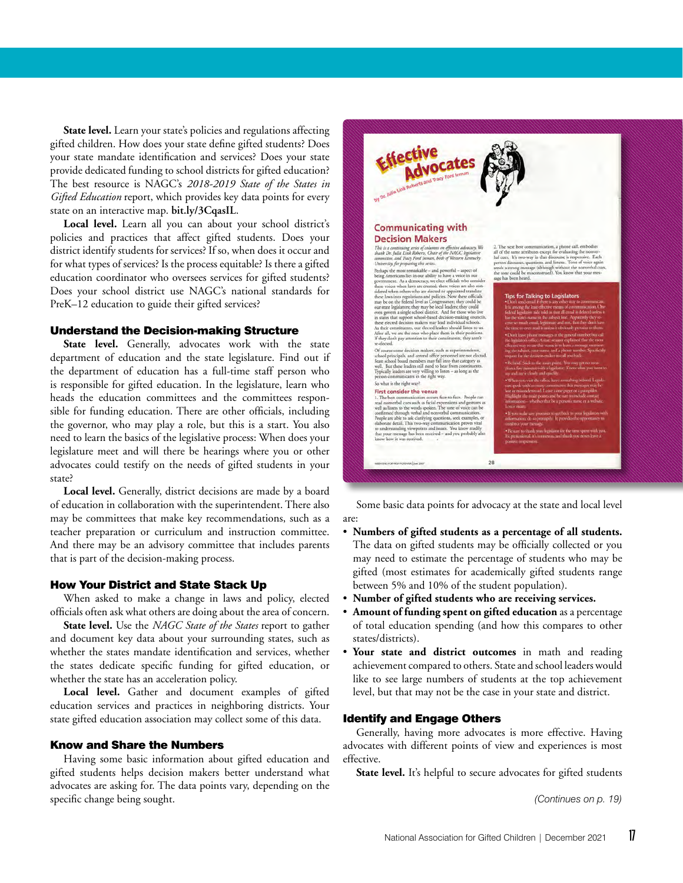**State level.** Learn your state's policies and regulations affecting gifted children. How does your state define gifted students? Does your state mandate identification and services? Does your state provide dedicated funding to school districts for gifted education? The best resource is NAGC's *2018-2019 State of the States in Gifted Education* report, which provides key data points for every state on an interactive map. **bit.ly/3CqasIL**.

**Local level.** Learn all you can about your school district's policies and practices that affect gifted students. Does your district identify students for services? If so, when does it occur and for what types of services? Is the process equitable? Is there a gifted education coordinator who oversees services for gifted students? Does your school district use NAGC's national standards for PreK–12 education to guide their gifted services?

### Understand the Decision-making Structure

**State level.** Generally, advocates work with the state department of education and the state legislature. Find out if the department of education has a full-time staff person who is responsible for gifted education. In the legislature, learn who heads the education committees and the committees responsible for funding education. There are other officials, including the governor, who may play a role, but this is a start. You also need to learn the basics of the legislative process: When does your legislature meet and will there be hearings where you or other advocates could testify on the needs of gifted students in your state?

**Local level.** Generally, district decisions are made by a board of education in collaboration with the superintendent. There also may be committees that make key recommendations, such as a teacher preparation or curriculum and instruction committee. And there may be an advisory committee that includes parents that is part of the decision-making process.

### How Your District and State Stack Up

When asked to make a change in laws and policy, elected officials often ask what others are doing about the area of concern.

**State level.** Use the *NAGC State of the States* report to gather and document key data about your surrounding states, such as whether the states mandate identification and services, whether the states dedicate specific funding for gifted education, or whether the state has an acceleration policy.

**Local level.** Gather and document examples of gifted education services and practices in neighboring districts. Your state gifted education association may collect some of this data.

### Know and Share the Numbers

Having some basic information about gifted education and gifted students helps decision makers better understand what advocates are asking for. The data points vary, depending on the specific change being sought.

Some basic data points for advocacy at the state and local level are:

- **Numbers of gifted students as a percentage of all students.** The data on gifted students may be officially collected or you may need to estimate the percentage of students who may be gifted (most estimates for academically gifted students range between 5% and 10% of the student population).
- **Number of gifted students who are receiving services.**
- **Amount of funding spent on gifted education** as a percentage of total education spending (and how this compares to other states/districts).
- **Your state and district outcomes** in math and reading achievement compared to others. State and school leaders would like to see large numbers of students at the top achievement level, but that may not be the case in your state and district.

### Identify and Engage Others

Generally, having more advocates is more effective. Having advocates with different points of view and experiences is most effective.

**State level.** It's helpful to secure advocates for gifted students

*(Continues on p. 19)*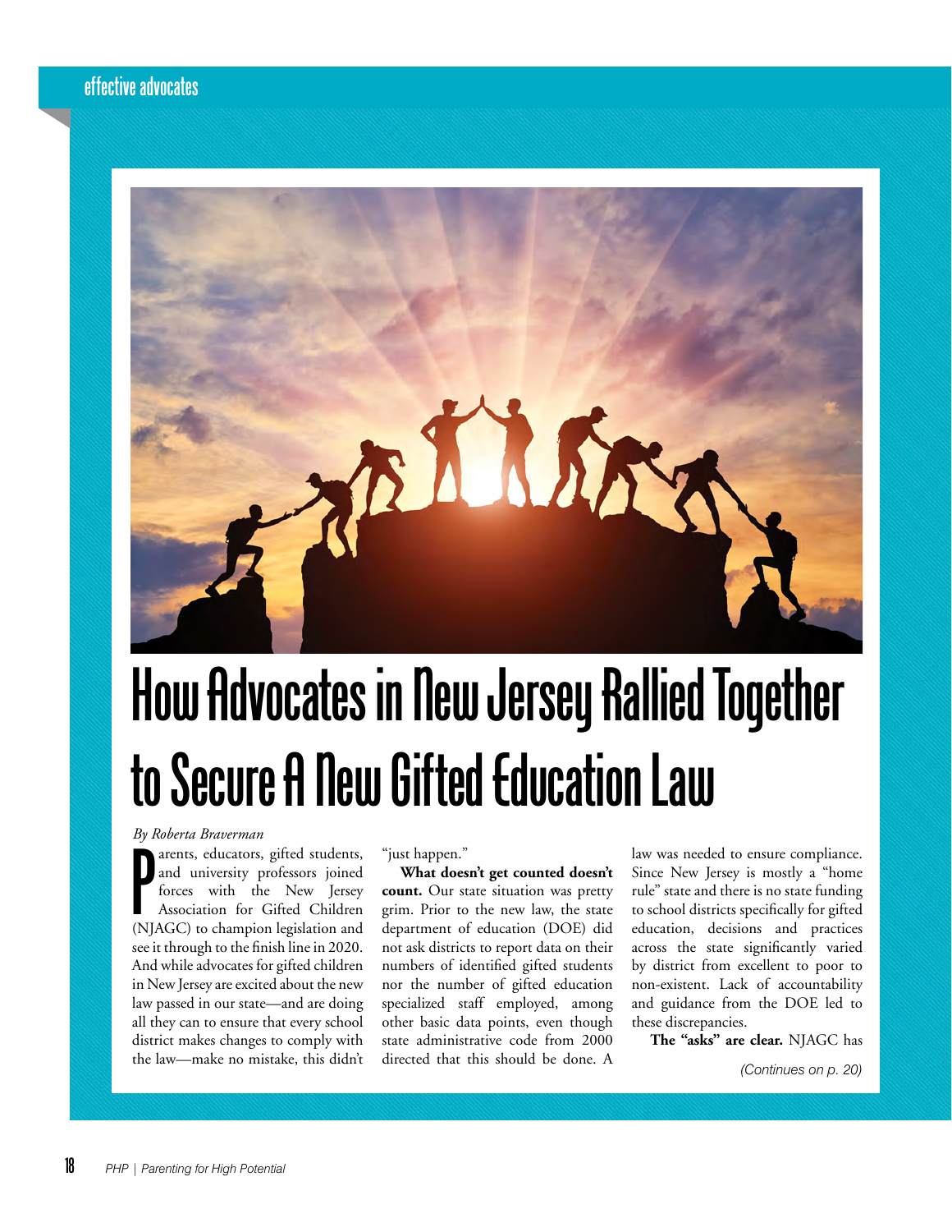effective advocates

# How Advocates in New Jersey Rallied Together to Secure A New Gifted Education Law

*By Roberta Braverman*

Parents, educators, gifted students, and university professors joined forces with the New Jersey Association for Gifted Children (NJAGC) to champion legislation and see it through to the finish line in 2020. And while advocates for gifted children in New Jersey are excited about the new law passed in our state—and are doing all they can to ensure that every school district makes changes to comply with the law—make no mistake, this didn't "just happen."

**What doesn't get counted doesn't count.** Our state situation was pretty grim. Prior to the new law, the state department of education (DOE) did not ask districts to report data on their numbers of identified gifted students nor the number of gifted education specialized staff employed, among other basic data points, even though state administrative code from 2000 directed that this should be done. A law was needed to ensure compliance. Since New Jersey is mostly a "home rule" state and there is no state funding to school districts specifically for gifted education, decisions and practices across the state significantly varied by district from excellent to poor to non-existent. Lack of accountability and guidance from the DOE led to these discrepancies.

**The "asks" are clear.** NJAGC has

*(Continues on p. 20)*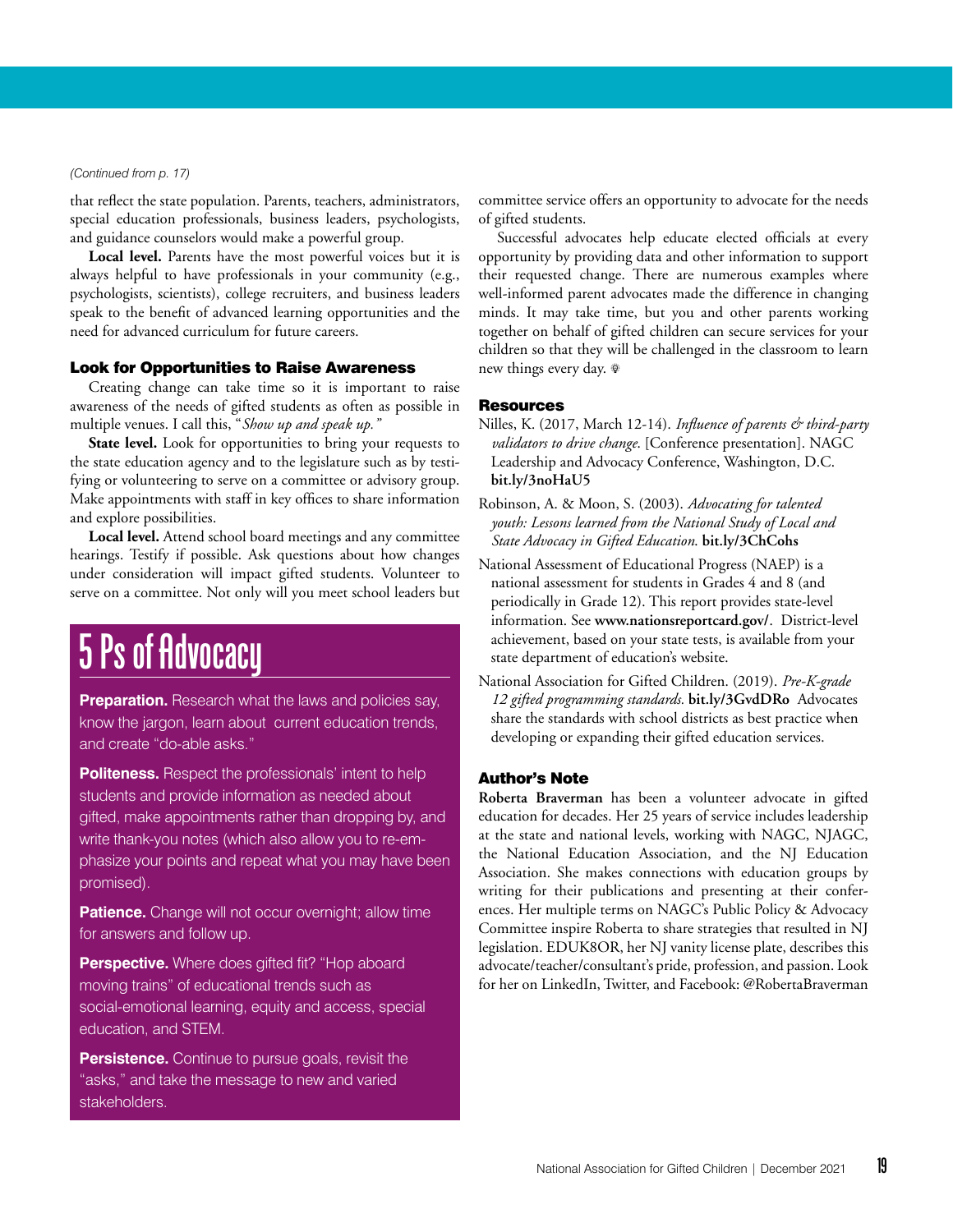*(Continued from p. 17)*

that reflect the state population. Parents, teachers, administrators, special education professionals, business leaders, psychologists, and guidance counselors would make a powerful group.

**Local level.** Parents have the most powerful voices but it is always helpful to have professionals in your community (e.g., psychologists, scientists), college recruiters, and business leaders speak to the benefit of advanced learning opportunities and the need for advanced curriculum for future careers.

### Look for Opportunities to Raise Awareness

Creating change can take time so it is important to raise awareness of the needs of gifted students as often as possible in multiple venues. I call this, "*Show up and speak up."*

**State level.** Look for opportunities to bring your requests to the state education agency and to the legislature such as by testifying or volunteering to serve on a committee or advisory group. Make appointments with staff in key offices to share information and explore possibilities.

**Local level.** Attend school board meetings and any committee hearings. Testify if possible. Ask questions about how changes under consideration will impact gifted students. Volunteer to serve on a committee. Not only will you meet school leaders but committee service offers an opportunity to advocate for the needs of gifted students.

Successful advocates help educate elected officials at every opportunity by providing data and other information to support their requested change. There are numerous examples where well-informed parent advocates made the difference in changing minds. It may take time, but you and other parents working together on behalf of gifted children can secure services for your children so that they will be challenged in the classroom to learn new things every day.

## 5 Ps of Advocacy

**Preparation.** Research what the laws and policies say, know the jargon, learn about current education trends, and create "do-able asks."

**Politeness.** Respect the professionals' intent to help students and provide information as needed about gifted, make appointments rather than dropping by, and write thank-you notes (which also allow you to re-emphasize your points and repeat what you may have been promised).

**Patience.** Change will not occur overnight; allow time for answers and follow up.

**Perspective.** Where does gifted fit? "Hop aboard moving trains" of educational trends such as social-emotional learning, equity and access, special education, and STEM.

**Persistence.** Continue to pursue goals, revisit the "asks," and take the message to new and varied stakeholders.

### Resources

Nilles, K. (2017, March 12-14). *Influence of parents & third-party validators to drive change.* [Conference presentation]. NAGC Leadership and Advocacy Conference, Washington, D.C. **bit.ly/3noHaU5**

Robinson, A. & Moon, S. (2003). *Advocating for talented youth: Lessons learned from the National Study of Local and State Advocacy in Gifted Education.* **bit.ly/3ChCohs**

National Assessment of Educational Progress (NAEP) is a national assessment for students in Grades 4 and 8 (and periodically in Grade 12). This report provides state-level information. See **www.nationsreportcard.gov/**. District-level achievement, based on your state tests, is available from your state department of education's website.

National Association for Gifted Children. (2019). *Pre-K-grade 12 gifted programming standards.* **bit.ly/3GvdDRo** Advocates share the standards with school districts as best practice when developing or expanding their gifted education services.

### Author's Note

**Roberta Braverman** has been a volunteer advocate in gifted education for decades. Her 25 years of service includes leadership at the state and national levels, working with NAGC, NJAGC, the National Education Association, and the NJ Education Association. She makes connections with education groups by writing for their publications and presenting at their conferences. Her multiple terms on NAGC's Public Policy & Advocacy Committee inspire Roberta to share strategies that resulted in NJ legislation. EDUK8OR, her NJ vanity license plate, describes this advocate/teacher/consultant's pride, profession, and passion. Look for her on LinkedIn, Twitter, and Facebook: @RobertaBraverman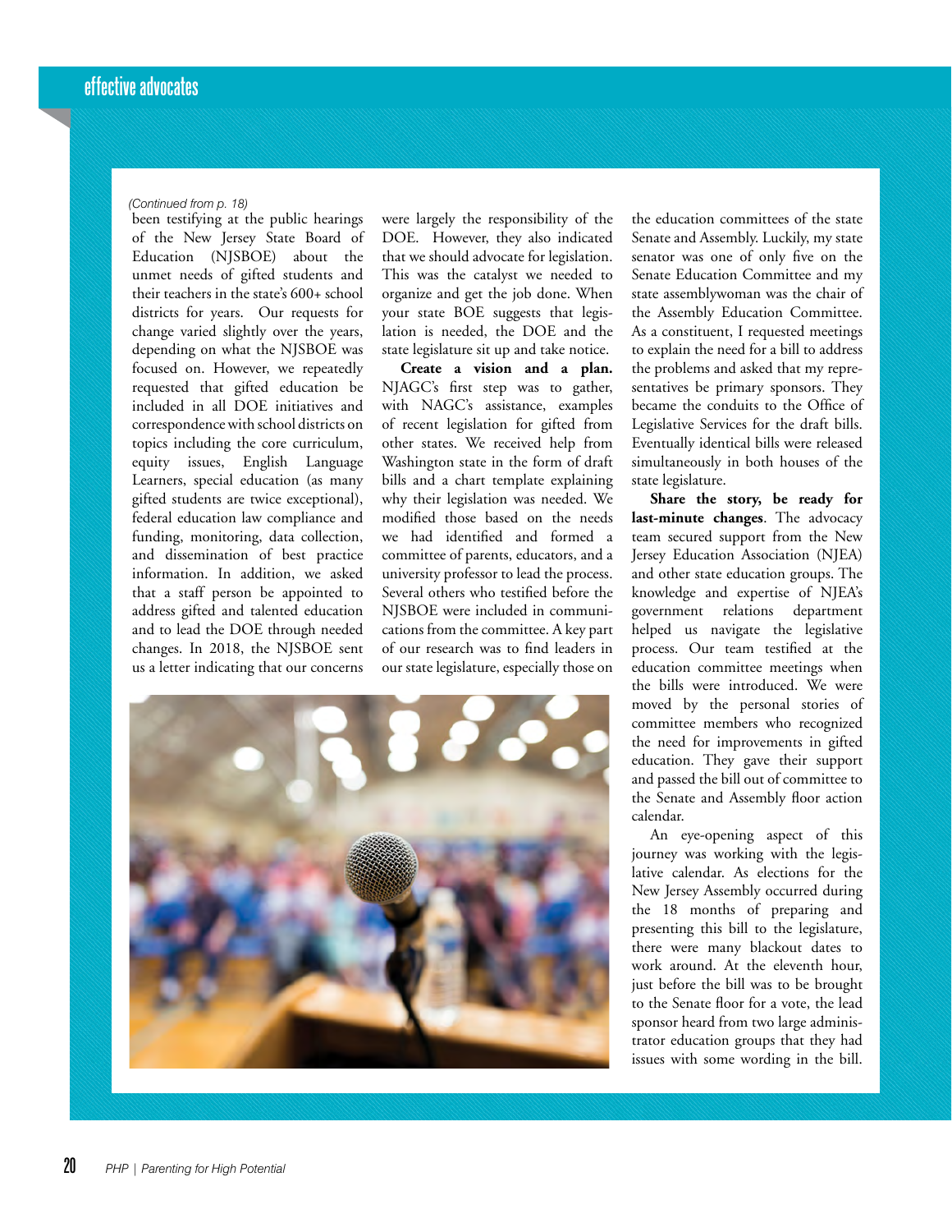*(Continued from p. 18)*

been testifying at the public hearings of the New Jersey State Board of Education (NJSBOE) about the unmet needs of gifted students and their teachers in the state's 600+ school districts for years. Our requests for change varied slightly over the years, depending on what the NJSBOE was focused on. However, we repeatedly requested that gifted education be included in all DOE initiatives and correspondence with school districts on topics including the core curriculum, equity issues, English Language Learners, special education (as many gifted students are twice exceptional), federal education law compliance and funding, monitoring, data collection, and dissemination of best practice information. In addition, we asked that a staff person be appointed to address gifted and talented education and to lead the DOE through needed changes. In 2018, the NJSBOE sent us a letter indicating that our concerns were largely the responsibility of the DOE. However, they also indicated that we should advocate for legislation. This was the catalyst we needed to organize and get the job done. When your state BOE suggests that legislation is needed, the DOE and the state legislature sit up and take notice.

**Create a vision and a plan.** NJAGC's first step was to gather, with NAGC's assistance, examples of recent legislation for gifted from other states. We received help from Washington state in the form of draft bills and a chart template explaining why their legislation was needed. We modified those based on the needs we had identified and formed a committee of parents, educators, and a university professor to lead the process. Several others who testified before the NJSBOE were included in communications from the committee. A key part of our research was to find leaders in our state legislature, especially those on the education committees of the state Senate and Assembly. Luckily, my state senator was one of only five on the Senate Education Committee and my state assemblywoman was the chair of the Assembly Education Committee. As a constituent, I requested meetings to explain the need for a bill to address the problems and asked that my representatives be primary sponsors. They became the conduits to the Office of Legislative Services for the draft bills. Eventually identical bills were released simultaneously in both houses of the state legislature.

**Share the story, be ready for last-minute changes**. The advocacy team secured support from the New Jersey Education Association (NJEA) and other state education groups. The knowledge and expertise of NJEA's government relations department helped us navigate the legislative process. Our team testified at the education committee meetings when the bills were introduced. We were moved by the personal stories of committee members who recognized the need for improvements in gifted education. They gave their support and passed the bill out of committee to the Senate and Assembly floor action calendar.

An eye-opening aspect of this journey was working with the legislative calendar. As elections for the New Jersey Assembly occurred during the 18 months of preparing and presenting this bill to the legislature, there were many blackout dates to work around. At the eleventh hour, just before the bill was to be brought to the Senate floor for a vote, the lead sponsor heard from two large administrator education groups that they had issues with some wording in the bill.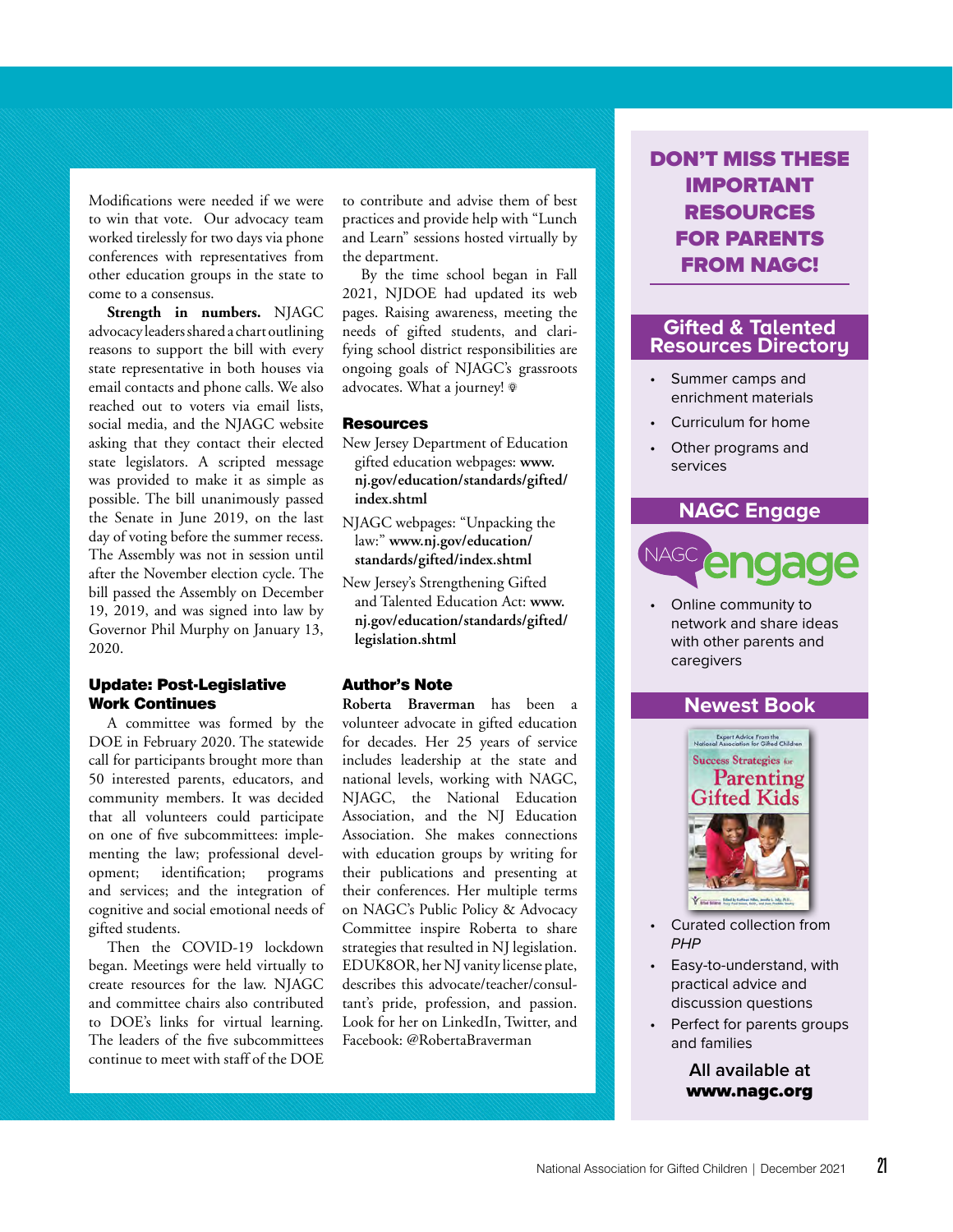Modifications were needed if we were to win that vote. Our advocacy team worked tirelessly for two days via phone conferences with representatives from other education groups in the state to come to a consensus.

**Strength in numbers.** NJAGC advocacy leaders shared a chart outlining reasons to support the bill with every state representative in both houses via email contacts and phone calls. We also reached out to voters via email lists, social media, and the NJAGC website asking that they contact their elected state legislators. A scripted message was provided to make it as simple as possible. The bill unanimously passed the Senate in June 2019, on the last day of voting before the summer recess. The Assembly was not in session until after the November election cycle. The bill passed the Assembly on December 19, 2019, and was signed into law by Governor Phil Murphy on January 13, 2020.

## Update: Post-Legislative Work Continues

A committee was formed by the DOE in February 2020. The statewide call for participants brought more than 50 interested parents, educators, and community members. It was decided that all volunteers could participate on one of five subcommittees: implementing the law; professional development; identification; programs and services; and the integration of cognitive and social emotional needs of gifted students.

Then the COVID-19 lockdown began. Meetings were held virtually to create resources for the law. NJAGC and committee chairs also contributed to DOE's links for virtual learning. The leaders of the five subcommittees continue to meet with staff of the DOE to contribute and advise them of best practices and provide help with "Lunch and Learn" sessions hosted virtually by the department.

By the time school began in Fall 2021, NJDOE had updated its web pages. Raising awareness, meeting the needs of gifted students, and clarifying school district responsibilities are ongoing goals of NJAGC's grassroots advocates. What a journey!

## Resources

New Jersey Department of Education gifted education webpages: **www.nj.gov/education/standards/gifted/index.shtml**

NJAGC webpages: "Unpacking the law:" **www.nj.gov/education/standards/gifted/index.shtml**

New Jersey's Strengthening Gifted and Talented Education Act: **www.nj.gov/education/standards/gifted/legislation.shtml**

## Author's Note

**Roberta Braverman** has been a volunteer advocate in gifted education for decades. Her 25 years of service includes leadership at the state and national levels, working with NAGC, NJAGC, the National Education Association, and the NJ Education Association. She makes connections with education groups by writing for their publications and presenting at their conferences. Her multiple terms on NAGC's Public Policy & Advocacy Committee inspire Roberta to share strategies that resulted in NJ legislation. EDUK8OR, her NJ vanity license plate, describes this advocate/teacher/consultant's pride, profession, and passion. Look for her on LinkedIn, Twitter, and Facebook: @RobertaBraverman

---

## DON'T MISS THESE IMPORTANT RESOURCES FOR PARENTS FROM NAGC!

### Gifted & Talented Resources Directory

- Summer camps and enrichment materials
- Curriculum for home
- Other programs and services

### NAGC Engage

NAGC engage

- Online community to network and share ideas with other parents and caregivers

### Newest Book

Expert Advice From the National Association for Gifted Children
Success Strategies for Parenting Gifted Kids

- Curated collection from *PHP*
- Easy-to-understand, with practical advice and discussion questions
- Perfect for parents groups and families

All available at
**www.nagc.org**